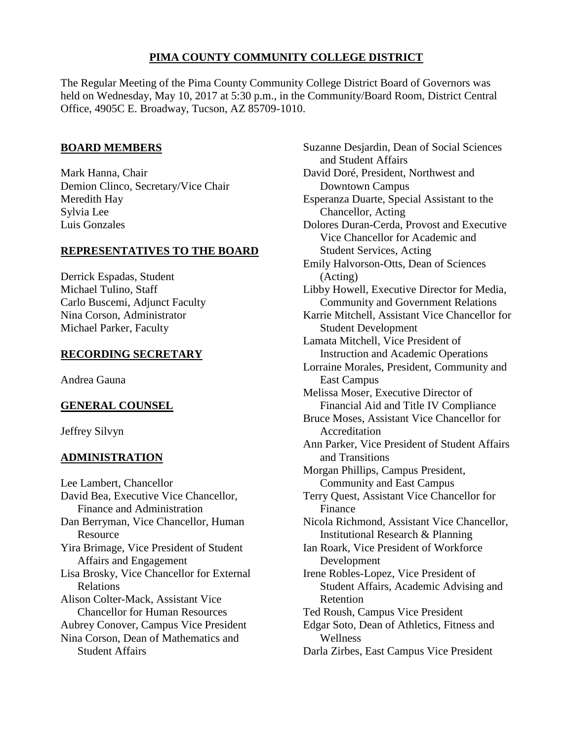# PIMA COUNTY COMMUNITY COLLEGE DISTRICT

The Regular Meeting of the Pima County Community College District Board of Governors was held on Wednesday, May 10, 2017 at 5:30 p.m., in the Community/Board Room, District Central Office, 4905C E. Broadway, Tucson, AZ 85709-1010.

## BOARD MEMBERS

Mark Hanna, Chair
Demion Clinco, Secretary/Vice Chair
Meredith Hay
Sylvia Lee
Luis Gonzales

## REPRESENTATIVES TO THE BOARD

Derrick Espadas, Student
Michael Tulino, Staff
Carlo Buscemi, Adjunct Faculty
Nina Corson, Administrator
Michael Parker, Faculty

## RECORDING SECRETARY

Andrea Gauna

## GENERAL COUNSEL

Jeffrey Silvyn

## ADMINISTRATION

Lee Lambert, Chancellor
David Bea, Executive Vice Chancellor, Finance and Administration
Dan Berryman, Vice Chancellor, Human Resource
Yira Brimage, Vice President of Student Affairs and Engagement
Lisa Brosky, Vice Chancellor for External Relations
Alison Colter-Mack, Assistant Vice Chancellor for Human Resources
Aubrey Conover, Campus Vice President
Nina Corson, Dean of Mathematics and Student Affairs
Suzanne Desjardin, Dean of Social Sciences and Student Affairs
David Doré, President, Northwest and Downtown Campus
Esperanza Duarte, Special Assistant to the Chancellor, Acting
Dolores Duran-Cerda, Provost and Executive Vice Chancellor for Academic and Student Services, Acting
Emily Halvorson-Otts, Dean of Sciences (Acting)
Libby Howell, Executive Director for Media, Community and Government Relations
Karrie Mitchell, Assistant Vice Chancellor for Student Development
Lamata Mitchell, Vice President of Instruction and Academic Operations
Lorraine Morales, President, Community and East Campus
Melissa Moser, Executive Director of Financial Aid and Title IV Compliance
Bruce Moses, Assistant Vice Chancellor for Accreditation
Ann Parker, Vice President of Student Affairs and Transitions
Morgan Phillips, Campus President, Community and East Campus
Terry Quest, Assistant Vice Chancellor for Finance
Nicola Richmond, Assistant Vice Chancellor, Institutional Research & Planning
Ian Roark, Vice President of Workforce Development
Irene Robles-Lopez, Vice President of Student Affairs, Academic Advising and Retention
Ted Roush, Campus Vice President
Edgar Soto, Dean of Athletics, Fitness and Wellness
Darla Zirbes, East Campus Vice President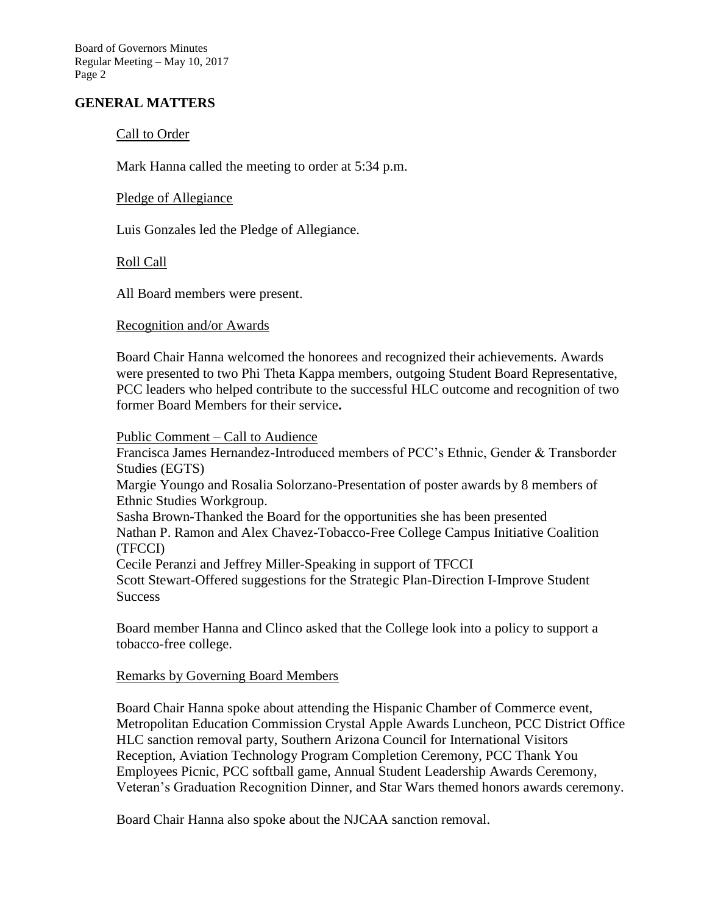## GENERAL MATTERS

Call to Order

Mark Hanna called the meeting to order at 5:34 p.m.

Pledge of Allegiance

Luis Gonzales led the Pledge of Allegiance.

Roll Call

All Board members were present.

Recognition and/or Awards

Board Chair Hanna welcomed the honorees and recognized their achievements. Awards were presented to two Phi Theta Kappa members, outgoing Student Board Representative, PCC leaders who helped contribute to the successful HLC outcome and recognition of two former Board Members for their service**.**

Public Comment – Call to Audience

Francisca James Hernandez-Introduced members of PCC's Ethnic, Gender & Transborder Studies (EGTS)
Margie Youngo and Rosalia Solorzano-Presentation of poster awards by 8 members of Ethnic Studies Workgroup.
Sasha Brown-Thanked the Board for the opportunities she has been presented
Nathan P. Ramon and Alex Chavez-Tobacco-Free College Campus Initiative Coalition (TFCCI)
Cecile Peranzi and Jeffrey Miller-Speaking in support of TFCCI
Scott Stewart-Offered suggestions for the Strategic Plan-Direction I-Improve Student Success

Board member Hanna and Clinco asked that the College look into a policy to support a tobacco-free college.

Remarks by Governing Board Members

Board Chair Hanna spoke about attending the Hispanic Chamber of Commerce event, Metropolitan Education Commission Crystal Apple Awards Luncheon, PCC District Office HLC sanction removal party, Southern Arizona Council for International Visitors Reception, Aviation Technology Program Completion Ceremony, PCC Thank You Employees Picnic, PCC softball game, Annual Student Leadership Awards Ceremony, Veteran's Graduation Recognition Dinner, and Star Wars themed honors awards ceremony.

Board Chair Hanna also spoke about the NJCAA sanction removal.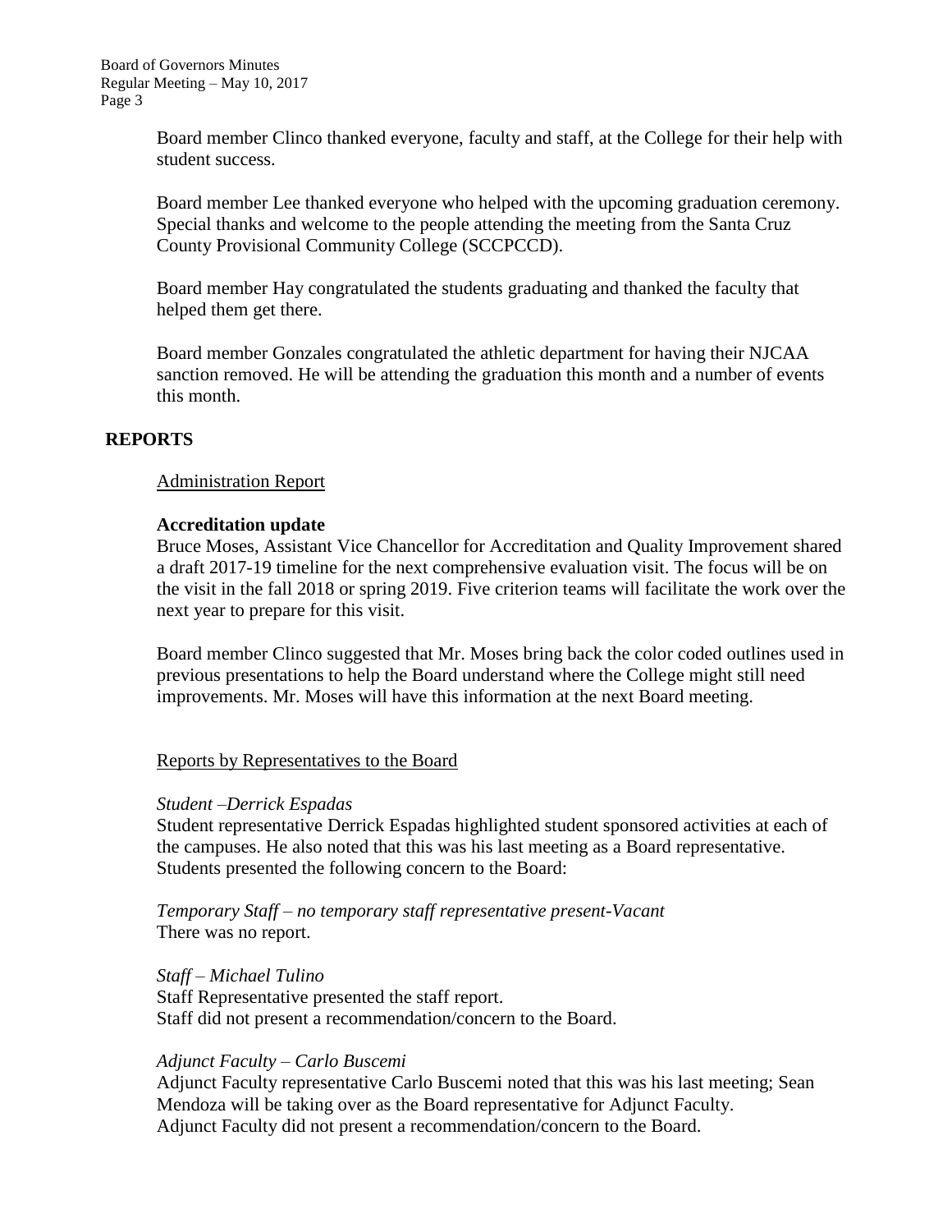Board member Clinco thanked everyone, faculty and staff, at the College for their help with student success.

Board member Lee thanked everyone who helped with the upcoming graduation ceremony. Special thanks and welcome to the people attending the meeting from the Santa Cruz County Provisional Community College (SCCPCCD).

Board member Hay congratulated the students graduating and thanked the faculty that helped them get there.

Board member Gonzales congratulated the athletic department for having their NJCAA sanction removed. He will be attending the graduation this month and a number of events this month.

## REPORTS

Administration Report

**Accreditation update**

Bruce Moses, Assistant Vice Chancellor for Accreditation and Quality Improvement shared a draft 2017-19 timeline for the next comprehensive evaluation visit. The focus will be on the visit in the fall 2018 or spring 2019. Five criterion teams will facilitate the work over the next year to prepare for this visit.

Board member Clinco suggested that Mr. Moses bring back the color coded outlines used in previous presentations to help the Board understand where the College might still need improvements. Mr. Moses will have this information at the next Board meeting.

Reports by Representatives to the Board

*Student –Derrick Espadas*

Student representative Derrick Espadas highlighted student sponsored activities at each of the campuses. He also noted that this was his last meeting as a Board representative. Students presented the following concern to the Board:

*Temporary Staff – no temporary staff representative present-Vacant*

There was no report.

*Staff – Michael Tulino*

Staff Representative presented the staff report.
Staff did not present a recommendation/concern to the Board.

*Adjunct Faculty – Carlo Buscemi*

Adjunct Faculty representative Carlo Buscemi noted that this was his last meeting; Sean Mendoza will be taking over as the Board representative for Adjunct Faculty.
Adjunct Faculty did not present a recommendation/concern to the Board.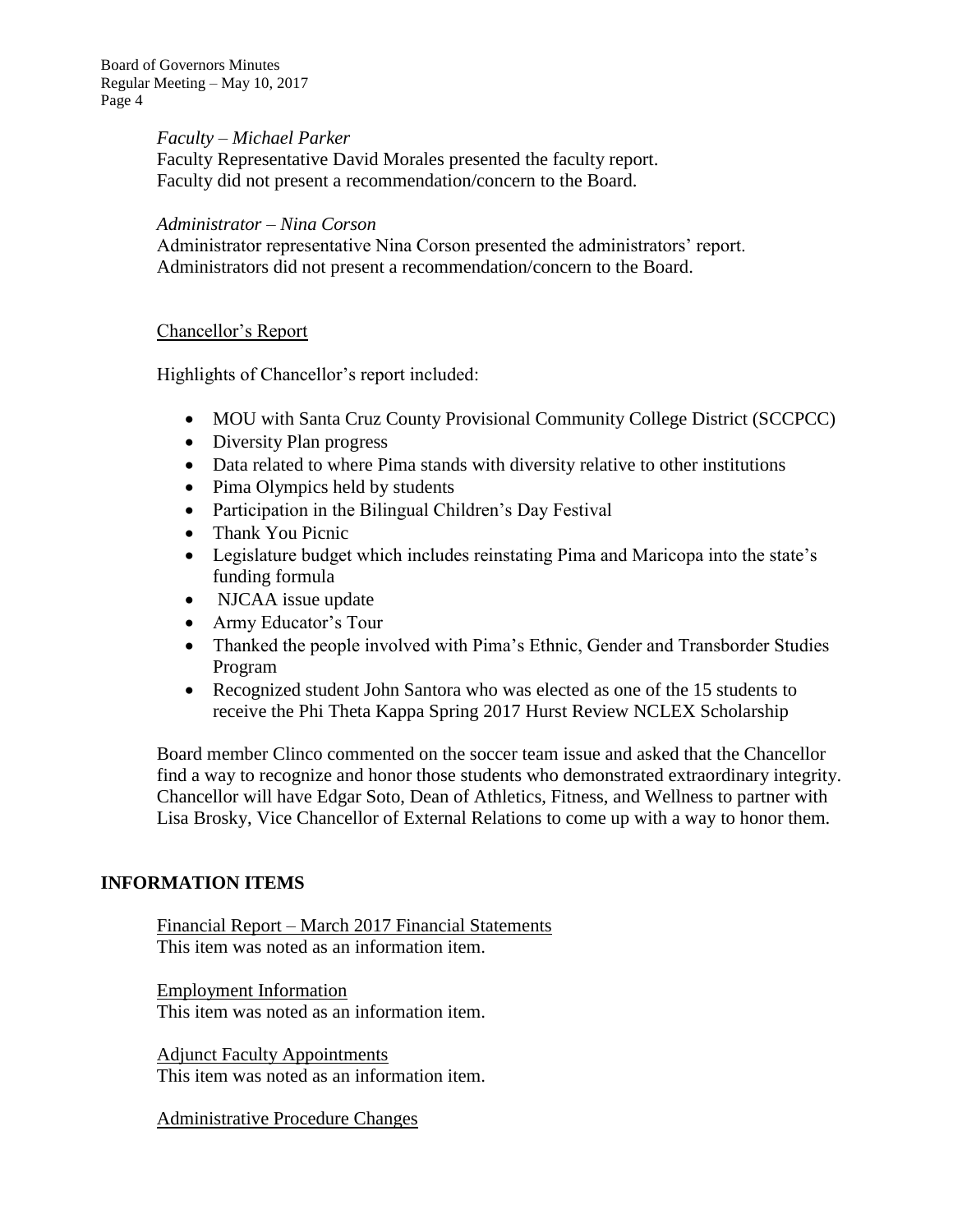*Faculty – Michael Parker*

Faculty Representative David Morales presented the faculty report.
Faculty did not present a recommendation/concern to the Board.

*Administrator – Nina Corson*

Administrator representative Nina Corson presented the administrators' report.
Administrators did not present a recommendation/concern to the Board.

Chancellor's Report

Highlights of Chancellor's report included:

- MOU with Santa Cruz County Provisional Community College District (SCCPCC)
- Diversity Plan progress
- Data related to where Pima stands with diversity relative to other institutions
- Pima Olympics held by students
- Participation in the Bilingual Children's Day Festival
- Thank You Picnic
- Legislature budget which includes reinstating Pima and Maricopa into the state's funding formula
- NJCAA issue update
- Army Educator's Tour
- Thanked the people involved with Pima's Ethnic, Gender and Transborder Studies Program
- Recognized student John Santora who was elected as one of the 15 students to receive the Phi Theta Kappa Spring 2017 Hurst Review NCLEX Scholarship

Board member Clinco commented on the soccer team issue and asked that the Chancellor find a way to recognize and honor those students who demonstrated extraordinary integrity. Chancellor will have Edgar Soto, Dean of Athletics, Fitness, and Wellness to partner with Lisa Brosky, Vice Chancellor of External Relations to come up with a way to honor them.

## INFORMATION ITEMS

Financial Report – March 2017 Financial Statements
This item was noted as an information item.

Employment Information
This item was noted as an information item.

Adjunct Faculty Appointments
This item was noted as an information item.

Administrative Procedure Changes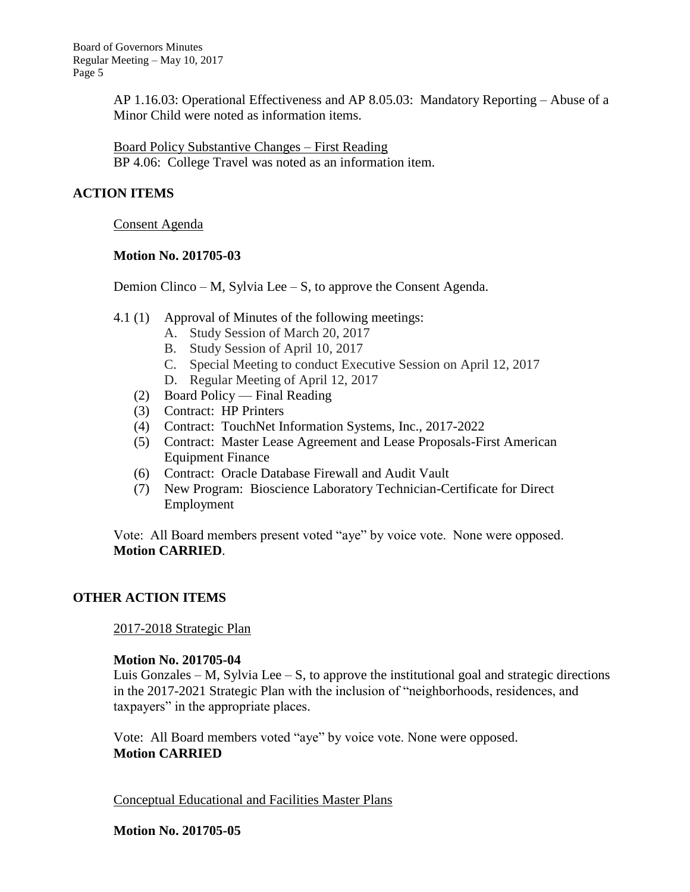AP 1.16.03: Operational Effectiveness and AP 8.05.03: Mandatory Reporting – Abuse of a Minor Child were noted as information items.

Board Policy Substantive Changes – First Reading
BP 4.06: College Travel was noted as an information item.

## ACTION ITEMS

Consent Agenda

**Motion No. 201705-03**

Demion Clinco – M, Sylvia Lee – S, to approve the Consent Agenda.

4.1 (1) Approval of Minutes of the following meetings:
- A. Study Session of March 20, 2017
- B. Study Session of April 10, 2017
- C. Special Meeting to conduct Executive Session on April 12, 2017
- D. Regular Meeting of April 12, 2017

(2) Board Policy — Final Reading
(3) Contract: HP Printers
(4) Contract: TouchNet Information Systems, Inc., 2017-2022
(5) Contract: Master Lease Agreement and Lease Proposals-First American Equipment Finance
(6) Contract: Oracle Database Firewall and Audit Vault
(7) New Program: Bioscience Laboratory Technician-Certificate for Direct Employment

Vote: All Board members present voted "aye" by voice vote. None were opposed.
**Motion CARRIED**.

## OTHER ACTION ITEMS

2017-2018 Strategic Plan

**Motion No. 201705-04**
Luis Gonzales – M, Sylvia Lee – S, to approve the institutional goal and strategic directions in the 2017-2021 Strategic Plan with the inclusion of "neighborhoods, residences, and taxpayers" in the appropriate places.

Vote: All Board members voted "aye" by voice vote. None were opposed.
**Motion CARRIED**

Conceptual Educational and Facilities Master Plans

**Motion No. 201705-05**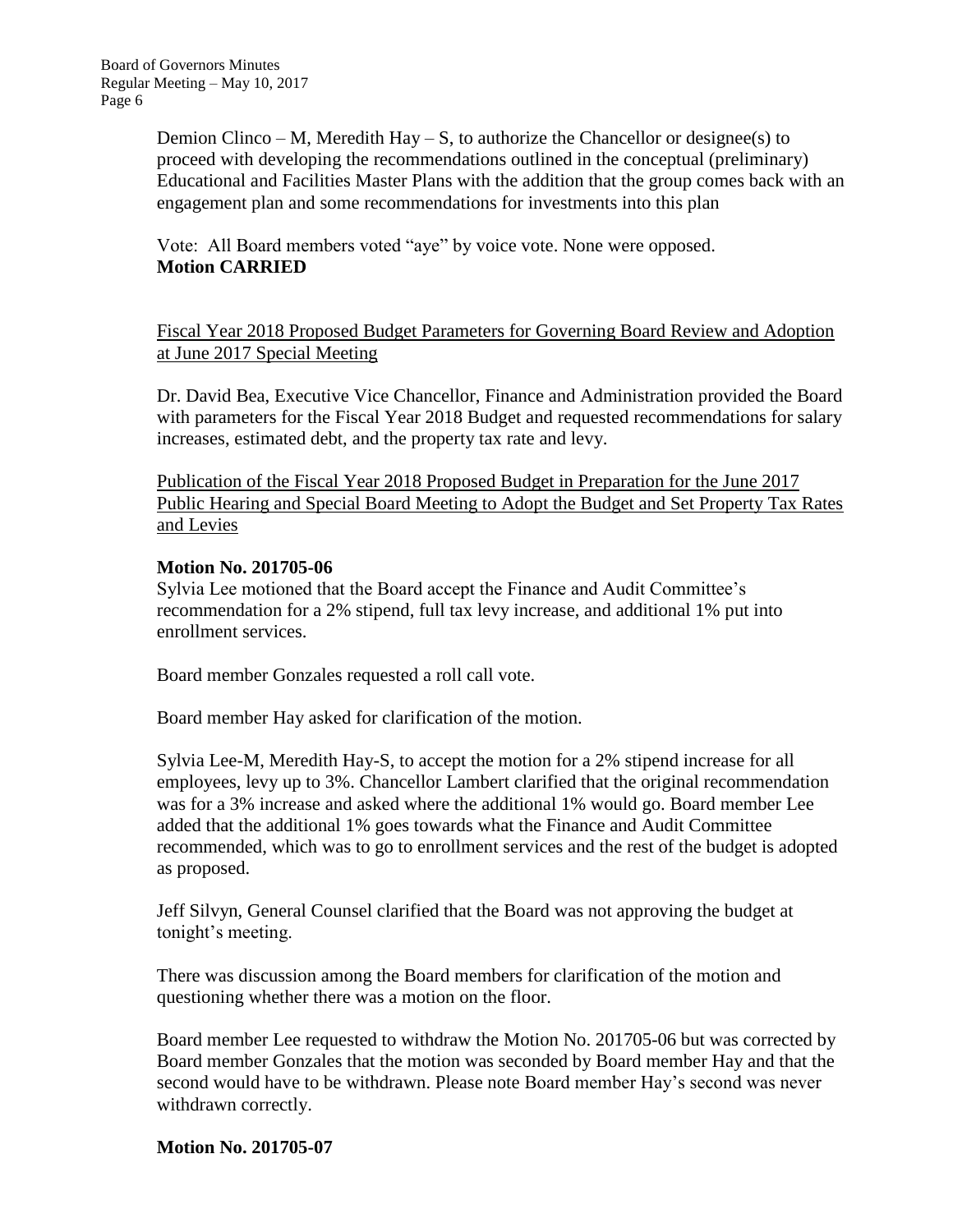Demion Clinco – M, Meredith Hay – S, to authorize the Chancellor or designee(s) to proceed with developing the recommendations outlined in the conceptual (preliminary) Educational and Facilities Master Plans with the addition that the group comes back with an engagement plan and some recommendations for investments into this plan

Vote: All Board members voted "aye" by voice vote. None were opposed.
**Motion CARRIED**

<u>Fiscal Year 2018 Proposed Budget Parameters for Governing Board Review and Adoption at June 2017 Special Meeting</u>

Dr. David Bea, Executive Vice Chancellor, Finance and Administration provided the Board with parameters for the Fiscal Year 2018 Budget and requested recommendations for salary increases, estimated debt, and the property tax rate and levy.

<u>Publication of the Fiscal Year 2018 Proposed Budget in Preparation for the June 2017 Public Hearing and Special Board Meeting to Adopt the Budget and Set Property Tax Rates and Levies</u>

**Motion No. 201705-06**

Sylvia Lee motioned that the Board accept the Finance and Audit Committee's recommendation for a 2% stipend, full tax levy increase, and additional 1% put into enrollment services.

Board member Gonzales requested a roll call vote.

Board member Hay asked for clarification of the motion.

Sylvia Lee-M, Meredith Hay-S, to accept the motion for a 2% stipend increase for all employees, levy up to 3%. Chancellor Lambert clarified that the original recommendation was for a 3% increase and asked where the additional 1% would go. Board member Lee added that the additional 1% goes towards what the Finance and Audit Committee recommended, which was to go to enrollment services and the rest of the budget is adopted as proposed.

Jeff Silvyn, General Counsel clarified that the Board was not approving the budget at tonight's meeting.

There was discussion among the Board members for clarification of the motion and questioning whether there was a motion on the floor.

Board member Lee requested to withdraw the Motion No. 201705-06 but was corrected by Board member Gonzales that the motion was seconded by Board member Hay and that the second would have to be withdrawn. Please note Board member Hay's second was never withdrawn correctly.

**Motion No. 201705-07**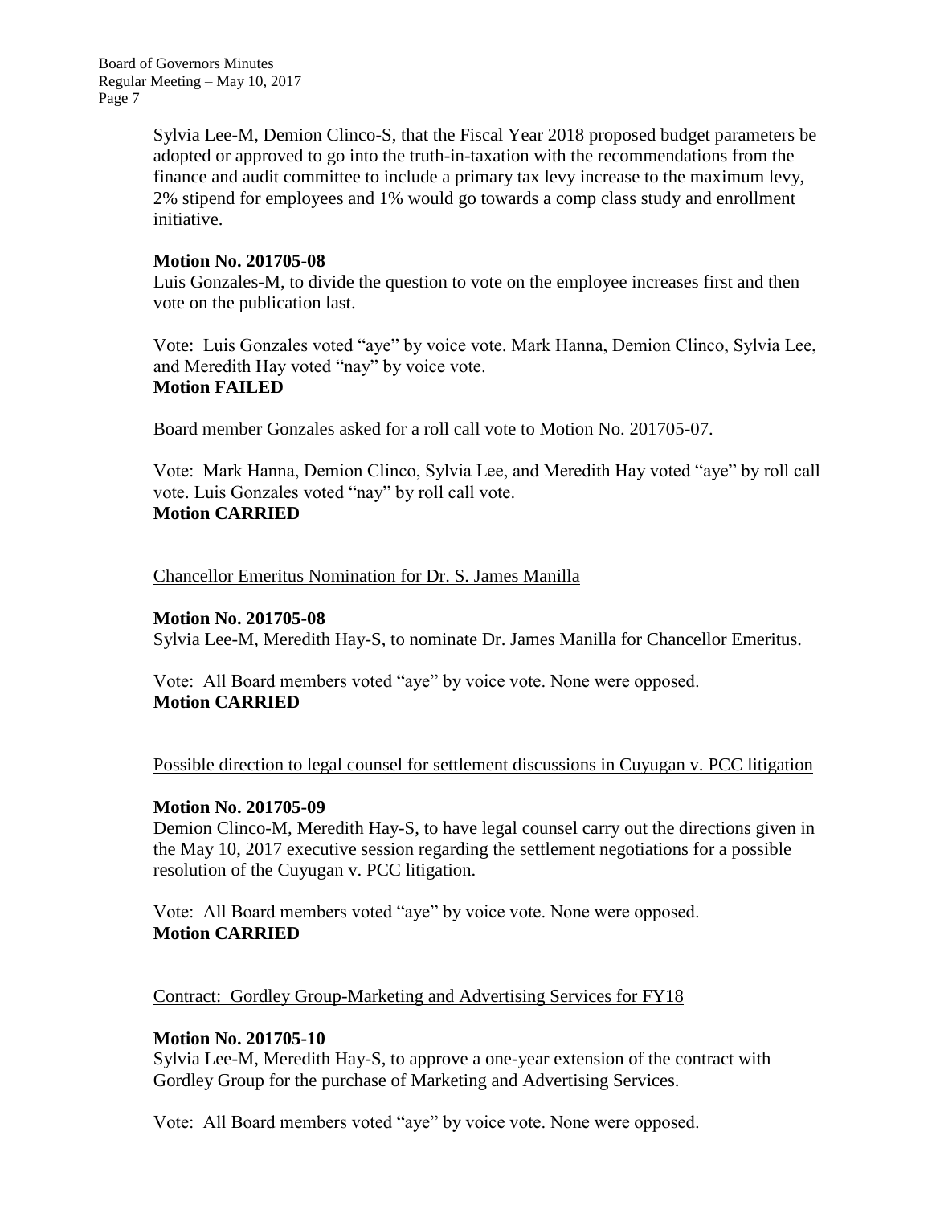Sylvia Lee-M, Demion Clinco-S, that the Fiscal Year 2018 proposed budget parameters be adopted or approved to go into the truth-in-taxation with the recommendations from the finance and audit committee to include a primary tax levy increase to the maximum levy, 2% stipend for employees and 1% would go towards a comp class study and enrollment initiative.

**Motion No. 201705-08**
Luis Gonzales-M, to divide the question to vote on the employee increases first and then vote on the publication last.

Vote: Luis Gonzales voted "aye" by voice vote. Mark Hanna, Demion Clinco, Sylvia Lee, and Meredith Hay voted "nay" by voice vote.
**Motion FAILED**

Board member Gonzales asked for a roll call vote to Motion No. 201705-07.

Vote: Mark Hanna, Demion Clinco, Sylvia Lee, and Meredith Hay voted "aye" by roll call vote. Luis Gonzales voted "nay" by roll call vote.
**Motion CARRIED**

<u>Chancellor Emeritus Nomination for Dr. S. James Manilla</u>

**Motion No. 201705-08**
Sylvia Lee-M, Meredith Hay-S, to nominate Dr. James Manilla for Chancellor Emeritus.

Vote: All Board members voted "aye" by voice vote. None were opposed.
**Motion CARRIED**

<u>Possible direction to legal counsel for settlement discussions in Cuyugan v. PCC litigation</u>

**Motion No. 201705-09**
Demion Clinco-M, Meredith Hay-S, to have legal counsel carry out the directions given in the May 10, 2017 executive session regarding the settlement negotiations for a possible resolution of the Cuyugan v. PCC litigation.

Vote: All Board members voted "aye" by voice vote. None were opposed.
**Motion CARRIED**

<u>Contract: Gordley Group-Marketing and Advertising Services for FY18</u>

**Motion No. 201705-10**
Sylvia Lee-M, Meredith Hay-S, to approve a one-year extension of the contract with Gordley Group for the purchase of Marketing and Advertising Services.

Vote: All Board members voted "aye" by voice vote. None were opposed.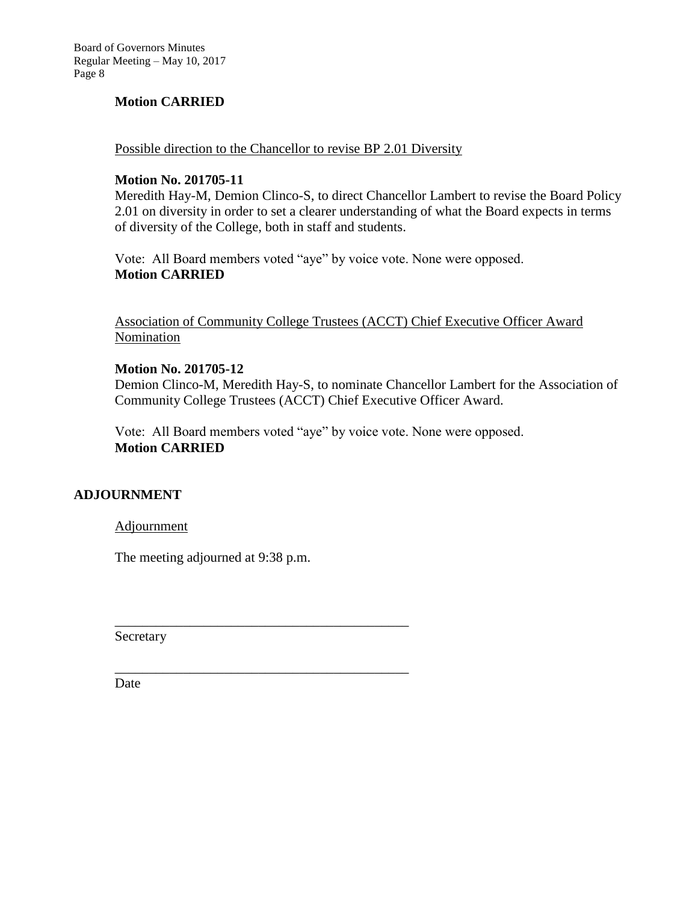**Motion CARRIED**

Possible direction to the Chancellor to revise BP 2.01 Diversity

**Motion No. 201705-11**
Meredith Hay-M, Demion Clinco-S, to direct Chancellor Lambert to revise the Board Policy 2.01 on diversity in order to set a clearer understanding of what the Board expects in terms of diversity of the College, both in staff and students.

Vote: All Board members voted "aye" by voice vote. None were opposed.
**Motion CARRIED**

Association of Community College Trustees (ACCT) Chief Executive Officer Award Nomination

**Motion No. 201705-12**
Demion Clinco-M, Meredith Hay-S, to nominate Chancellor Lambert for the Association of Community College Trustees (ACCT) Chief Executive Officer Award.

Vote: All Board members voted "aye" by voice vote. None were opposed.
**Motion CARRIED**

## ADJOURNMENT

Adjournment

The meeting adjourned at 9:38 p.m.

\_\_\_\_\_\_\_\_\_\_\_\_\_\_\_\_\_\_\_\_\_\_\_\_\_\_\_\_\_\_\_\_\_\_\_\_\_\_\_\_\_\_
Secretary

\_\_\_\_\_\_\_\_\_\_\_\_\_\_\_\_\_\_\_\_\_\_\_\_\_\_\_\_\_\_\_\_\_\_\_\_\_\_\_\_\_\_
Date